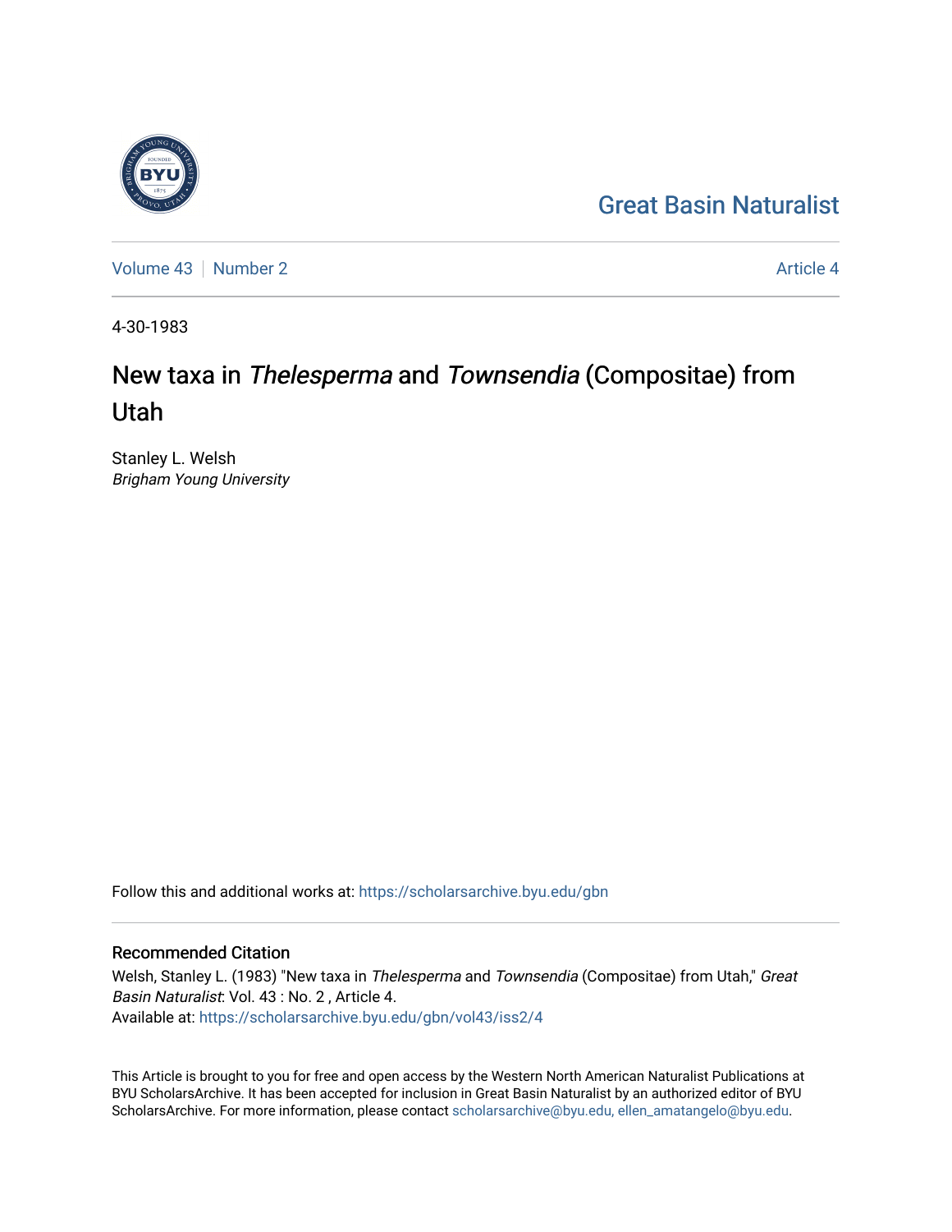Great Basin Naturalist

Volume 43 | Number 2 | Article 4

4-30-1983

# New taxa in *Thelesperma* and *Townsendia* (Compositae) from Utah

Stanley L. Welsh
*Brigham Young University*

Follow this and additional works at: https://scholarsarchive.byu.edu/gbn

## Recommended Citation

Welsh, Stanley L. (1983) "New taxa in *Thelesperma* and *Townsendia* (Compositae) from Utah," *Great Basin Naturalist*: Vol. 43 : No. 2 , Article 4.
Available at: https://scholarsarchive.byu.edu/gbn/vol43/iss2/4

This Article is brought to you for free and open access by the Western North American Naturalist Publications at BYU ScholarsArchive. It has been accepted for inclusion in Great Basin Naturalist by an authorized editor of BYU ScholarsArchive. For more information, please contact scholarsarchive@byu.edu, ellen_amatangelo@byu.edu.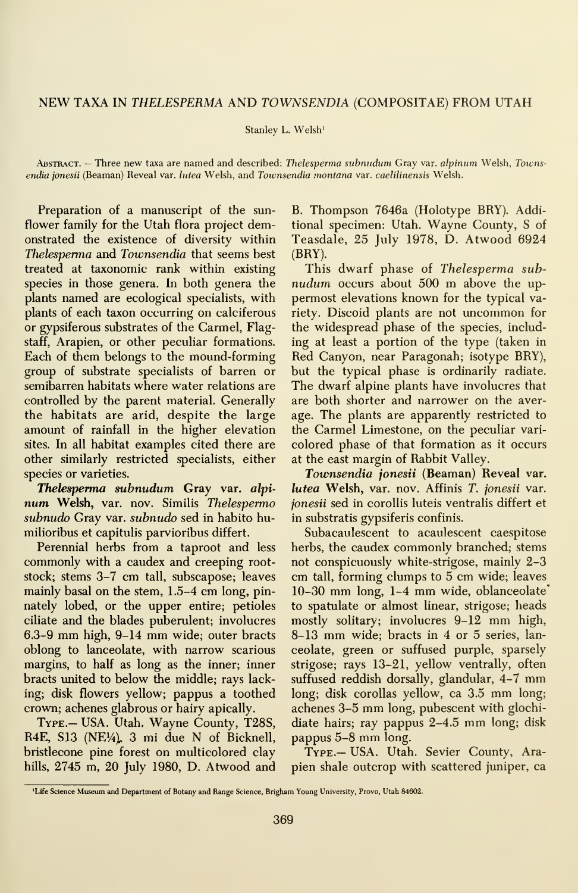## NEW TAXA IN *THELESPERMA* AND *TOWNSENDIA* (COMPOSITAE) FROM UTAH

Stanley L. Welsh[1]

Abstract. — Three new taxa are named and described: *Thelesperma subnudum* Gray var. *alpinum* Welsh, *Townsendia jonesii* (Beaman) Reveal var. *lutea* Welsh, and *Townsendia montana* var. *caelilinensis* Welsh.

Preparation of a manuscript of the sunflower family for the Utah flora project demonstrated the existence of diversity within *Thelesperma* and *Townsendia* that seems best treated at taxonomic rank within existing species in those genera. In both genera the plants named are ecological specialists, with plants of each taxon occurring on calciferous or gypsiferous substrates of the Carmel, Flagstaff, Arapien, or other peculiar formations. Each of them belongs to the mound-forming group of substrate specialists of barren or semibarren habitats where water relations are controlled by the parent material. Generally the habitats are arid, despite the large amount of rainfall in the higher elevation sites. In all habitat examples cited there are other similarly restricted specialists, either species or varieties.

***Thelesperma subnudum* Gray var. *alpinum* Welsh**, var. nov. Similis *Thelespermo subnudo* Gray var. *subnudo* sed in habito humilioribus et capitulis parvioribus differt.

Perennial herbs from a taproot and less commonly with a caudex and creeping rootstock; stems 3–7 cm tall, subscapose; leaves mainly basal on the stem, 1.5–4 cm long, pinnately lobed, or the upper entire; petioles ciliate and the blades puberulent; involucres 6.3–9 mm high, 9–14 mm wide; outer bracts oblong to lanceolate, with narrow scarious margins, to half as long as the inner; inner bracts united to below the middle; rays lacking; disk flowers yellow; pappus a toothed crown; achenes glabrous or hairy apically.

Type.— USA. Utah. Wayne County, T28S, R4E, S13 (NE¼), 3 mi due N of Bicknell, bristlecone pine forest on multicolored clay hills, 2745 m, 20 July 1980, D. Atwood and B. Thompson 7646a (Holotype BRY). Additional specimen: Utah. Wayne County, S of Teasdale, 25 July 1978, D. Atwood 6924 (BRY).

This dwarf phase of *Thelesperma subnudum* occurs about 500 m above the uppermost elevations known for the typical variety. Discoid plants are not uncommon for the widespread phase of the species, including at least a portion of the type (taken in Red Canyon, near Paragonah; isotype BRY), but the typical phase is ordinarily radiate. The dwarf alpine plants have involucres that are both shorter and narrower on the average. The plants are apparently restricted to the Carmel Limestone, on the peculiar varicolored phase of that formation as it occurs at the east margin of Rabbit Valley.

***Townsendia jonesii* (Beaman) Reveal var. *lutea* Welsh**, var. nov. Affinis *T. jonesii* var. *jonesii* sed in corollis luteis ventralis differt et in substratis gypsiferis confinis.

Subacaulescent to acaulescent caespitose herbs, the caudex commonly branched; stems not conspicuously white-strigose, mainly 2–3 cm tall, forming clumps to 5 cm wide; leaves 10–30 mm long, 1–4 mm wide, oblanceolate to spatulate or almost linear, strigose; heads mostly solitary; involucres 9–12 mm high, 8–13 mm wide; bracts in 4 or 5 series, lanceolate, green or suffused purple, sparsely strigose; rays 13–21, yellow ventrally, often suffused reddish dorsally, glandular, 4–7 mm long; disk corollas yellow, ca 3.5 mm long; achenes 3–5 mm long, pubescent with glochidiate hairs; ray pappus 2–4.5 mm long; disk pappus 5–8 mm long.

Type.— USA. Utah. Sevier County, Arapien shale outcrop with scattered juniper, ca

[1]Life Science Museum and Department of Botany and Range Science, Brigham Young University, Provo, Utah 84602.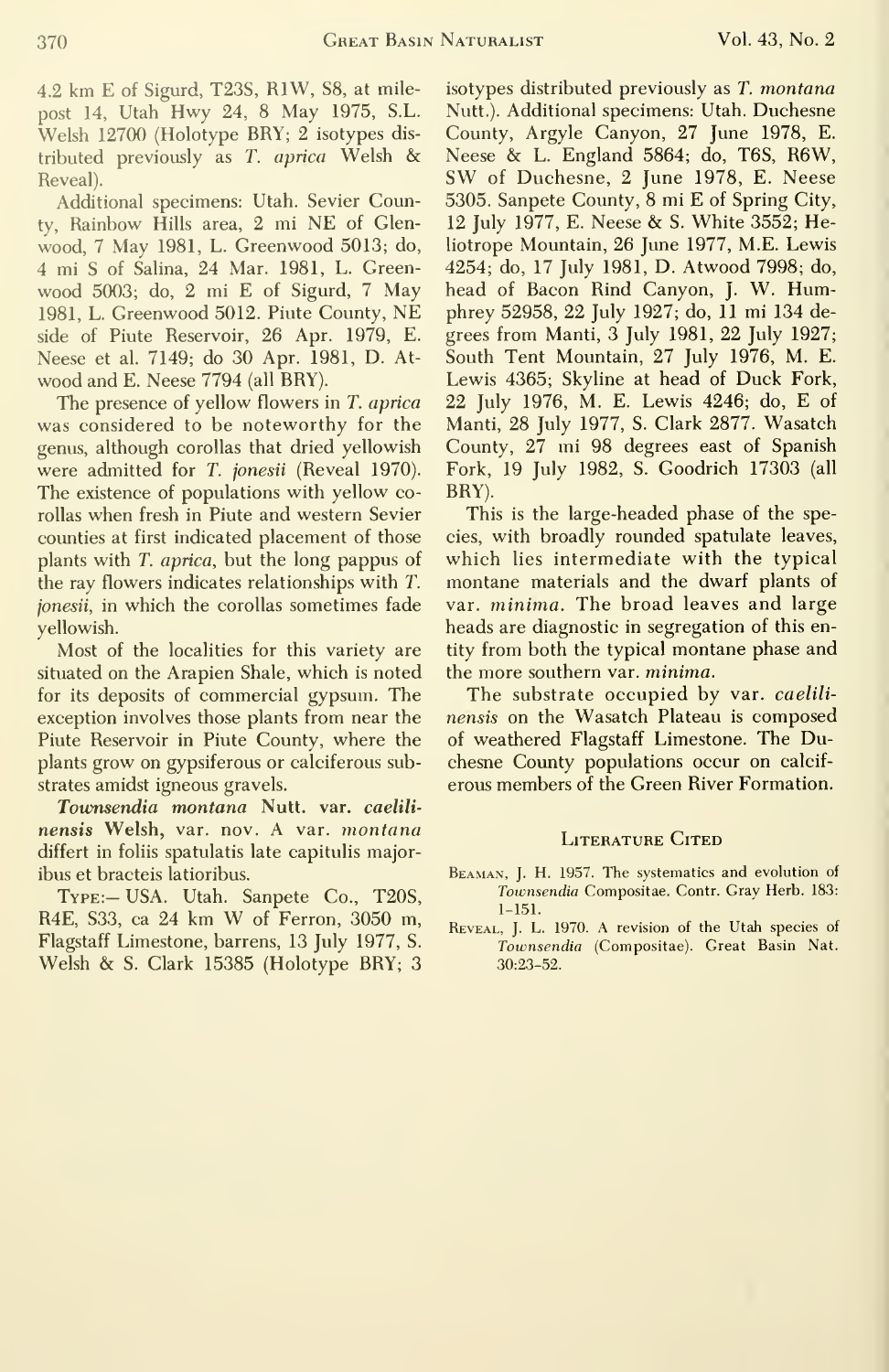4.2 km E of Sigurd, T23S, R1W, S8, at milepost 14, Utah Hwy 24, 8 May 1975, S.L. Welsh 12700 (Holotype BRY; 2 isotypes distributed previously as *T. aprica* Welsh & Reveal).

Additional specimens: Utah. Sevier County, Rainbow Hills area, 2 mi NE of Glenwood, 7 May 1981, L. Greenwood 5013; do, 4 mi S of Salina, 24 Mar. 1981, L. Greenwood 5003; do, 2 mi E of Sigurd, 7 May 1981, L. Greenwood 5012. Piute County, NE side of Piute Reservoir, 26 Apr. 1979, E. Neese et al. 7149; do 30 Apr. 1981, D. Atwood and E. Neese 7794 (all BRY).

The presence of yellow flowers in *T. aprica* was considered to be noteworthy for the genus, although corollas that dried yellowish were admitted for *T. jonesii* (Reveal 1970). The existence of populations with yellow corollas when fresh in Piute and western Sevier counties at first indicated placement of those plants with *T. aprica*, but the long pappus of the ray flowers indicates relationships with *T. jonesii*, in which the corollas sometimes fade yellowish.

Most of the localities for this variety are situated on the Arapien Shale, which is noted for its deposits of commercial gypsum. The exception involves those plants from near the Piute Reservoir in Piute County, where the plants grow on gypsiferous or calciferous substrates amidst igneous gravels.

***Townsendia montana*** **Nutt. var. *caelilinensis*** **Welsh, var. nov.** A var. *montana* differt in foliis spatulatis late capitulis majoribus et bracteis latioribus.

Type:— USA. Utah. Sanpete Co., T20S, R4E, S33, ca 24 km W of Ferron, 3050 m, Flagstaff Limestone, barrens, 13 July 1977, S. Welsh & S. Clark 15385 (Holotype BRY; 3 isotypes distributed previously as *T. montana* Nutt.). Additional specimens: Utah. Duchesne County, Argyle Canyon, 27 June 1978, E. Neese & L. England 5864; do, T6S, R6W, SW of Duchesne, 2 June 1978, E. Neese 5305. Sanpete County, 8 mi E of Spring City, 12 July 1977, E. Neese & S. White 3552; Heliotrope Mountain, 26 June 1977, M.E. Lewis 4254; do, 17 July 1981, D. Atwood 7998; do, head of Bacon Rind Canyon, J. W. Humphrey 52958, 22 July 1927; do, 11 mi 134 degrees from Manti, 3 July 1981, 22 July 1927; South Tent Mountain, 27 July 1976, M. E. Lewis 4365; Skyline at head of Duck Fork, 22 July 1976, M. E. Lewis 4246; do, E of Manti, 28 July 1977, S. Clark 2877. Wasatch County, 27 mi 98 degrees east of Spanish Fork, 19 July 1982, S. Goodrich 17303 (all BRY).

This is the large-headed phase of the species, with broadly rounded spatulate leaves, which lies intermediate with the typical montane materials and the dwarf plants of var. *minima*. The broad leaves and large heads are diagnostic in segregation of this entity from both the typical montane phase and the more southern var. *minima*.

The substrate occupied by var. *caelilinensis* on the Wasatch Plateau is composed of weathered Flagstaff Limestone. The Duchesne County populations occur on calciferous members of the Green River Formation.

## Literature Cited

Beaman, J. H. 1957. The systematics and evolution of *Townsendia* Compositae. Contr. Gray Herb. 183: 1–151.

Reveal, J. L. 1970. A revision of the Utah species of *Townsendia* (Compositae). Great Basin Nat. 30:23–52.